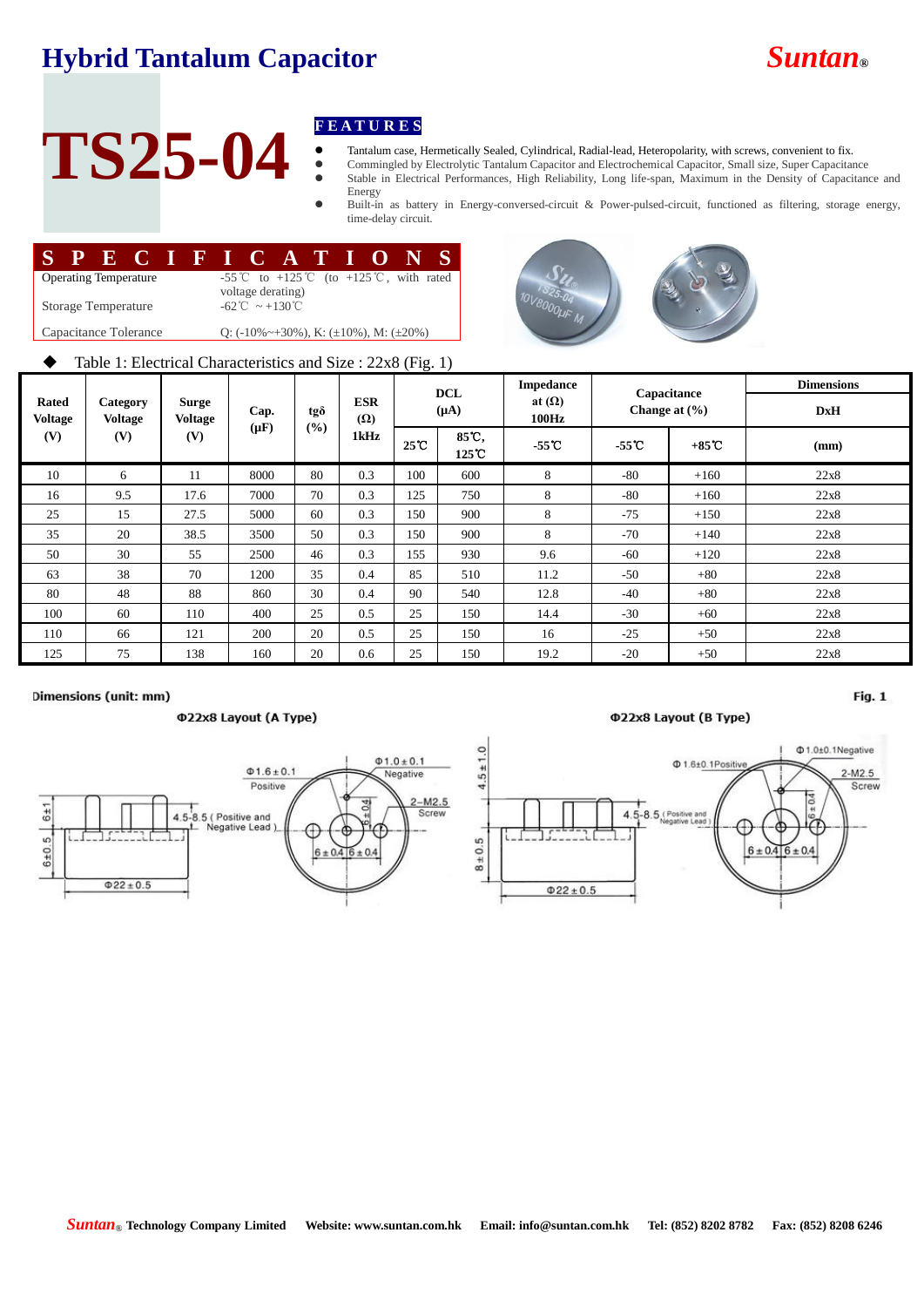# Hybrid Tantalum Capacitor

*Suntan*®

# TS25-04

## FEATURES

- Tantalum case, Hermetically Sealed, Cylindrical, Radial-lead, Heteropolarity, with screws, convenient to fix.
- Commingled by Electrolytic Tantalum Capacitor and Electrochemical Capacitor, Small size, Super Capacitance
- Stable in Electrical Performances, High Reliability, Long life-span, Maximum in the Density of Capacitance and Energy
- Built-in as battery in Energy-conversed-circuit & Power-pulsed-circuit, functioned as filtering, storage energy, time-delay circuit.

## SPECIFICATIONS

| | |
|---|---|
| Operating Temperature | -55℃ to +125℃ (to +125℃, with rated voltage derating) |
| Storage Temperature | -62℃ ~+130℃ |
| Capacitance Tolerance | Q: (-10%~+30%), K: (±10%), M: (±20%) |

◆ Table 1: Electrical Characteristics and Size : 22x8 (Fig. 1)

| Rated Voltage (V) | Category Voltage (V) | Surge Voltage (V) | Cap. (μF) | tgδ (%) | ESR (Ω) 1kHz | DCL (μA) | | Impedance at (Ω) 100Hz | Capacitance Change at (%) | | Dimensions DxH |
|---|---|---|---|---|---|---|---|---|---|---|---|
| | | | | | | 25℃ | 85℃, 125℃ | -55℃ | -55℃ | +85℃ | (mm) |
| 10 | 6 | 11 | 8000 | 80 | 0.3 | 100 | 600 | 8 | -80 | +160 | 22x8 |
| 16 | 9.5 | 17.6 | 7000 | 70 | 0.3 | 125 | 750 | 8 | -80 | +160 | 22x8 |
| 25 | 15 | 27.5 | 5000 | 60 | 0.3 | 150 | 900 | 8 | -75 | +150 | 22x8 |
| 35 | 20 | 38.5 | 3500 | 50 | 0.3 | 150 | 900 | 8 | -70 | +140 | 22x8 |
| 50 | 30 | 55 | 2500 | 46 | 0.3 | 155 | 930 | 9.6 | -60 | +120 | 22x8 |
| 63 | 38 | 70 | 1200 | 35 | 0.4 | 85 | 510 | 11.2 | -50 | +80 | 22x8 |
| 80 | 48 | 88 | 860 | 30 | 0.4 | 90 | 540 | 12.8 | -40 | +80 | 22x8 |
| 100 | 60 | 110 | 400 | 25 | 0.5 | 25 | 150 | 14.4 | -30 | +60 | 22x8 |
| 110 | 66 | 121 | 200 | 20 | 0.5 | 25 | 150 | 16 | -25 | +50 | 22x8 |
| 125 | 75 | 138 | 160 | 20 | 0.6 | 25 | 150 | 19.2 | -20 | +50 | 22x8 |

Dimensions (unit: mm) — Fig. 1

Φ22x8 Layout (A Type) — Φ22x8 Layout (B Type)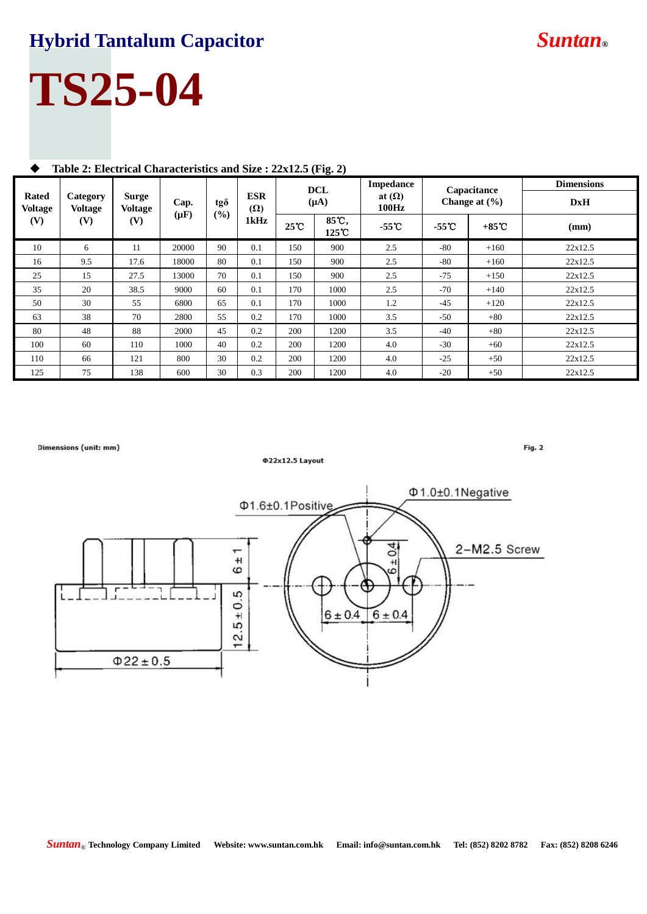# Hybrid Tantalum Capacitor

**Suntan®**

# TS25-04

◆ **Table 2: Electrical Characteristics and Size : 22x12.5 (Fig. 2)**

| Rated Voltage (V) | Category Voltage (V) | Surge Voltage (V) | Cap. (μF) | tgδ (%) | ESR (Ω) 1kHz | DCL (μA) | | Impedance at (Ω) 100Hz | Capacitance Change at (%) | | Dimensions DxH |
|---|---|---|---|---|---|---|---|---|---|---|---|
| | | | | | | 25℃ | 85℃, 125℃ | -55℃ | -55℃ | +85℃ | (mm) |
| 10 | 6 | 11 | 20000 | 90 | 0.1 | 150 | 900 | 2.5 | -80 | +160 | 22x12.5 |
| 16 | 9.5 | 17.6 | 18000 | 80 | 0.1 | 150 | 900 | 2.5 | -80 | +160 | 22x12.5 |
| 25 | 15 | 27.5 | 13000 | 70 | 0.1 | 150 | 900 | 2.5 | -75 | +150 | 22x12.5 |
| 35 | 20 | 38.5 | 9000 | 60 | 0.1 | 170 | 1000 | 2.5 | -70 | +140 | 22x12.5 |
| 50 | 30 | 55 | 6800 | 65 | 0.1 | 170 | 1000 | 1.2 | -45 | +120 | 22x12.5 |
| 63 | 38 | 70 | 2800 | 55 | 0.2 | 170 | 1000 | 3.5 | -50 | +80 | 22x12.5 |
| 80 | 48 | 88 | 2000 | 45 | 0.2 | 200 | 1200 | 3.5 | -40 | +80 | 22x12.5 |
| 100 | 60 | 110 | 1000 | 40 | 0.2 | 200 | 1200 | 4.0 | -30 | +60 | 22x12.5 |
| 110 | 66 | 121 | 800 | 30 | 0.2 | 200 | 1200 | 4.0 | -25 | +50 | 22x12.5 |
| 125 | 75 | 138 | 600 | 30 | 0.3 | 200 | 1200 | 4.0 | -20 | +50 | 22x12.5 |

Dimensions (unit: mm)

Fig. 2

Φ22x12.5 Layout

Φ1.6±0.1Positive

Φ1.0±0.1Negative

2–M2.5 Screw

6±1

12.5±0.5

Φ22±0.5

6±0.4

6±0.4

6±0.4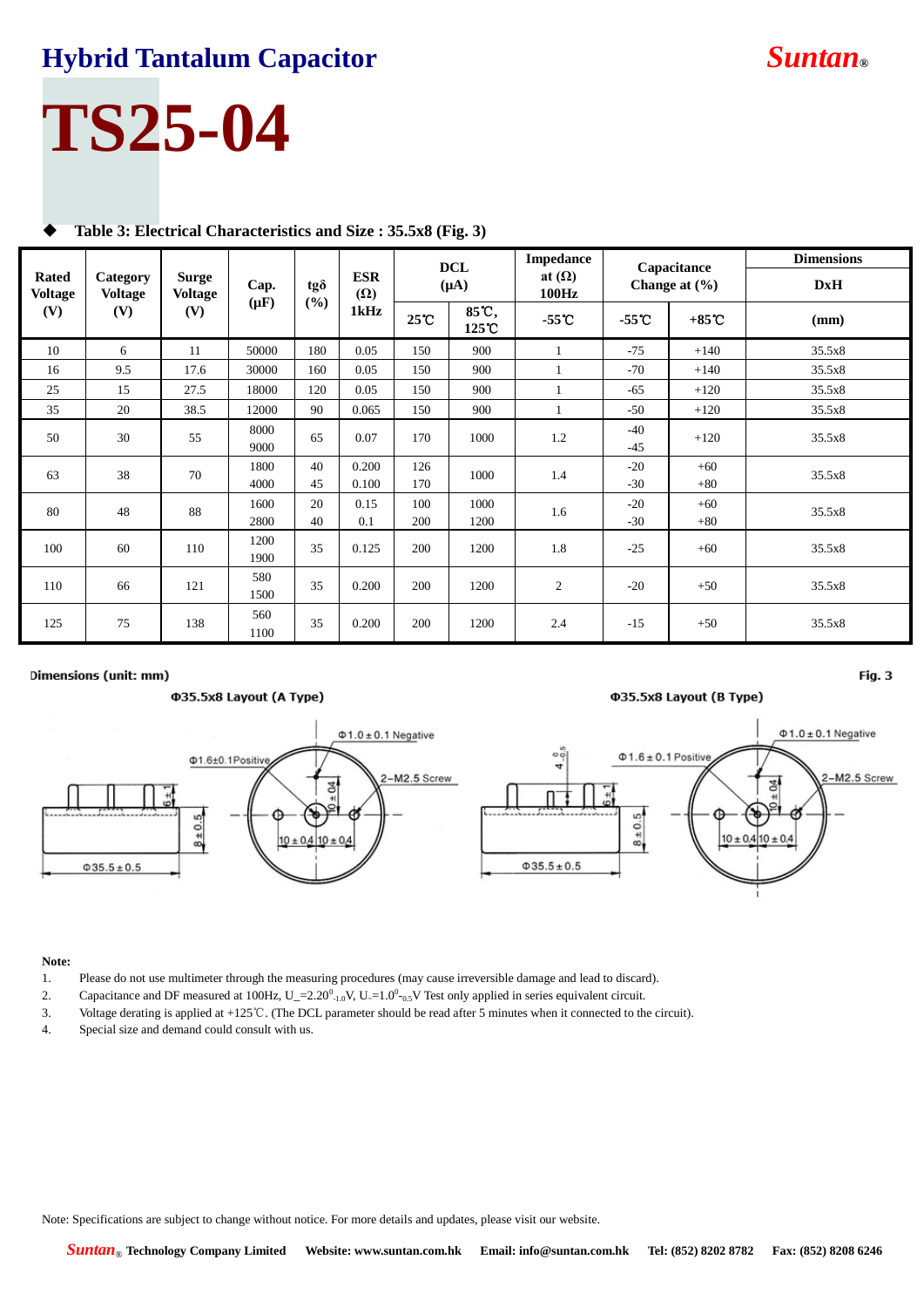# Hybrid Tantalum Capacitor

**Suntan®**

# TS25-04

◆ **Table 3: Electrical Characteristics and Size : 35.5x8 (Fig. 3)**

| Rated Voltage (V) | Category Voltage (V) | Surge Voltage (V) | Cap. (μF) | tgδ (%) | ESR (Ω) 1kHz | DCL (μA) | | Impedance at (Ω) 100Hz | Capacitance Change at (%) | | Dimensions DxH |
|---|---|---|---|---|---|---|---|---|---|---|---|
| | | | | | | 25℃ | 85℃, 125℃ | -55℃ | -55℃ | +85℃ | (mm) |
| 10 | 6 | 11 | 50000 | 180 | 0.05 | 150 | 900 | 1 | -75 | +140 | 35.5x8 |
| 16 | 9.5 | 17.6 | 30000 | 160 | 0.05 | 150 | 900 | 1 | -70 | +140 | 35.5x8 |
| 25 | 15 | 27.5 | 18000 | 120 | 0.05 | 150 | 900 | 1 | -65 | +120 | 35.5x8 |
| 35 | 20 | 38.5 | 12000 | 90 | 0.065 | 150 | 900 | 1 | -50 | +120 | 35.5x8 |
| 50 | 30 | 55 | 8000<br>9000 | 65 | 0.07 | 170 | 1000 | 1.2 | -40<br>-45 | +120 | 35.5x8 |
| 63 | 38 | 70 | 1800<br>4000 | 40<br>45 | 0.200<br>0.100 | 126<br>170 | 1000 | 1.4 | -20<br>-30 | +60<br>+80 | 35.5x8 |
| 80 | 48 | 88 | 1600<br>2800 | 20<br>40 | 0.15<br>0.1 | 100<br>200 | 1000<br>1200 | 1.6 | -20<br>-30 | +60<br>+80 | 35.5x8 |
| 100 | 60 | 110 | 1200<br>1900 | 35 | 0.125 | 200 | 1200 | 1.8 | -25 | +60 | 35.5x8 |
| 110 | 66 | 121 | 580<br>1500 | 35 | 0.200 | 200 | 1200 | 2 | -20 | +50 | 35.5x8 |
| 125 | 75 | 138 | 560<br>1100 | 35 | 0.200 | 200 | 1200 | 2.4 | -15 | +50 | 35.5x8 |

Dimensions (unit: mm)

Fig. 3

Φ35.5x8 Layout (A Type)

Φ1.0±0.1 Negative
Φ1.6±0.1Positive
2-M2.5 Screw
6±1
8±0.5
10±04
10±0.4 10±0.4
Φ35.5±0.5

Φ35.5x8 Layout (B Type)

Φ1.0±0.1 Negative
Φ1.6±0.1 Positive
2-M2.5 Screw
4 0 -0.5
6±1
8±0.5
10±04
10±0.4 10±0.4
Φ35.5±0.5

**Note:**

1. Please do not use multimeter through the measuring procedures (may cause irreversible damage and lead to discard).
2. Capacitance and DF measured at 100Hz, $U_{-}=2.20^{0}_{-1.0}$V, $U_{\sim}=1.0^{0}_{-0.5}$V Test only applied in series equivalent circuit.
3. Voltage derating is applied at +125℃. (The DCL parameter should be read after 5 minutes when it connected to the circuit).
4. Special size and demand could consult with us.

Note: Specifications are subject to change without notice. For more details and updates, please visit our website.

**Suntan® Technology Company Limited Website: www.suntan.com.hk Email: info@suntan.com.hk Tel: (852) 8202 8782 Fax: (852) 8208 6246**